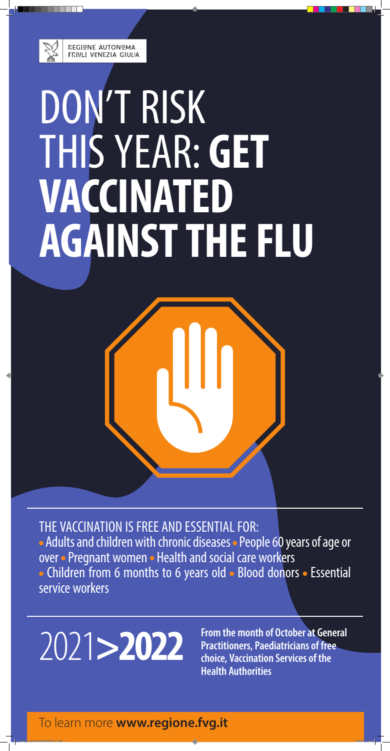REGIONE AUTONOMA FRIULI VENEZIA GIULIA

# DON'T RISK THIS YEAR: **GET VACCINATED AGAINST THE FLU**

THE VACCINATION IS FREE AND ESSENTIAL FOR:

- Adults and children with chronic diseases
- People 60 years of age or over
- Pregnant women
- Health and social care workers
- Children from 6 months to 6 years old
- Blood donors
- Essential service workers

2021>**2022**

**From the month of October at General Practitioners, Paediatricians of free choice, Vaccination Services of the Health Authorities**

To learn more **www.regione.fvg.it**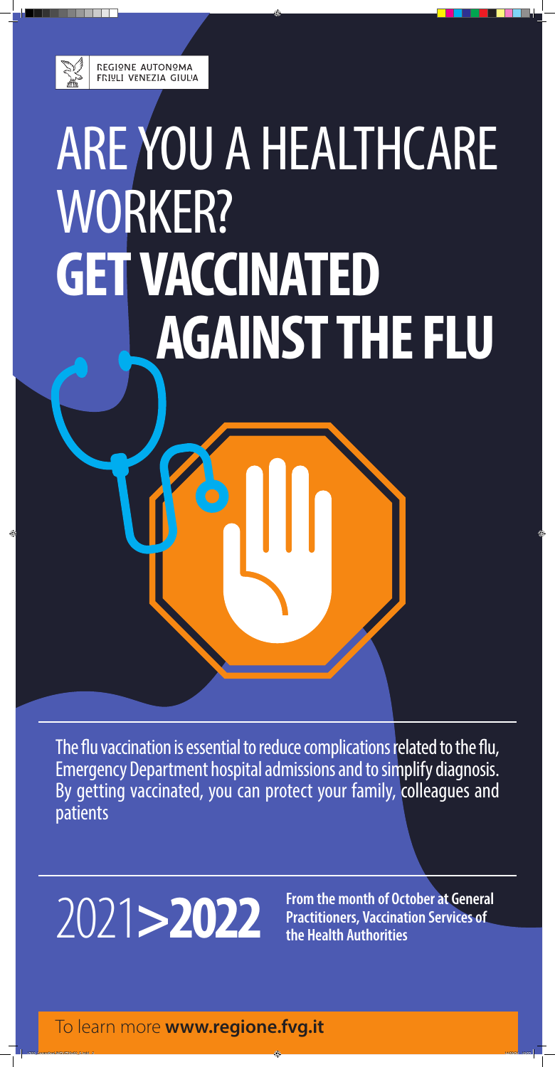REGIONE AUTONOMA FRIULI VENEZIA GIULIA

# ARE YOU A HEALTHCARE WORKER? **GET VACCINATED AGAINST THE FLU**

The flu vaccination is essential to reduce complications related to the flu, Emergency Department hospital admissions and to simplify diagnosis. By getting vaccinated, you can protect your family, colleagues and patients

2021**>2022**

**From the month of October at General Practitioners, Vaccination Services of the Health Authorities**

To learn more **www.regione.fvg.it**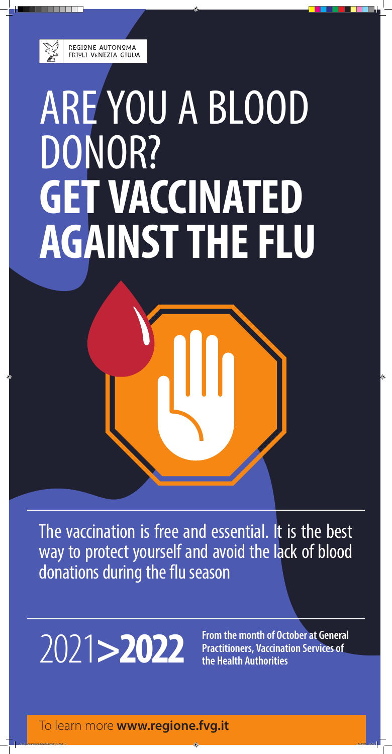REGIONE AUTONOMA FRIULI VENEZIA GIULIA

# ARE YOU A BLOOD DONOR? **GET VACCINATED AGAINST THE FLU**

The vaccination is free and essential. It is the best way to protect yourself and avoid the lack of blood donations during the flu season

2021>**2022**

**From the month of October at General Practitioners, Vaccination Services of the Health Authorities**

To learn more **www.regione.fvg.it**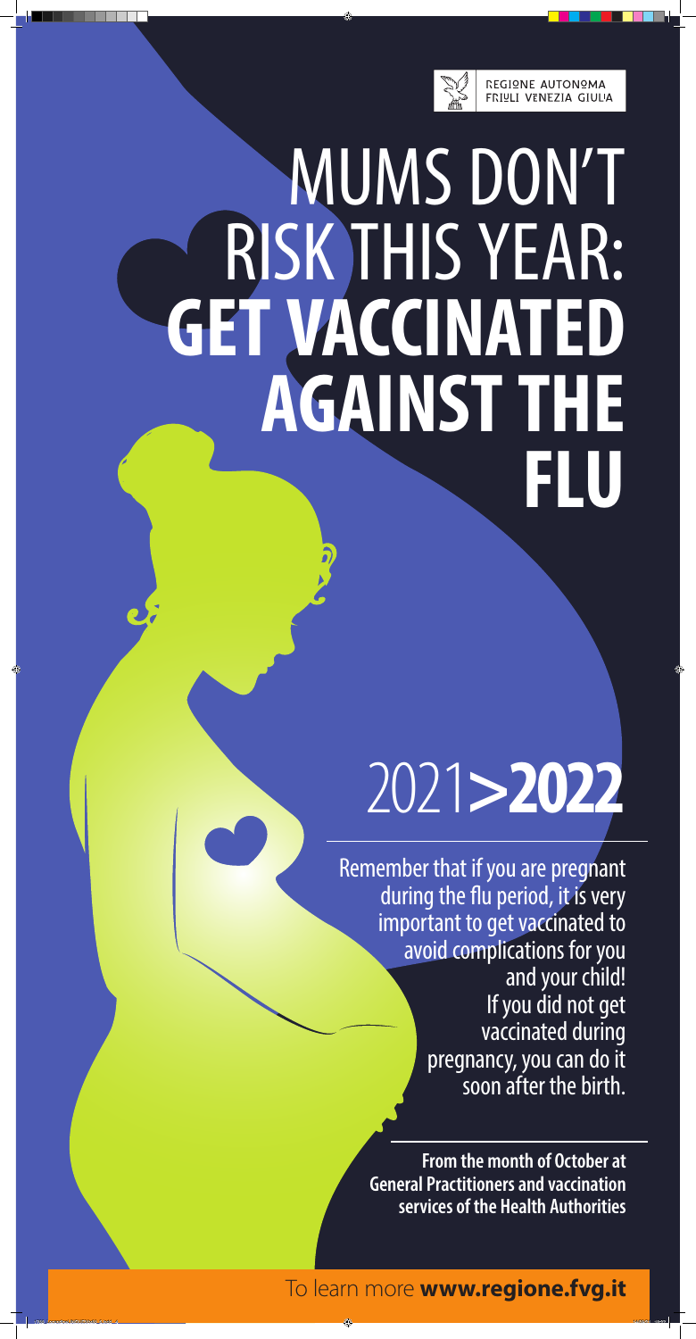REGIONE AUTONOMA FRIULI VENEZIA GIULIA

# MUMS DON'T RISK THIS YEAR: **GET VACCINATED AGAINST THE FLU**

# 2021>**2022**

Remember that if you are pregnant during the flu period, it is very important to get vaccinated to avoid complications for you and your child! If you did not get vaccinated during pregnancy, you can do it soon after the birth.

**From the month of October at General Practitioners and vaccination services of the Health Authorities**

To learn more **www.regione.fvg.it**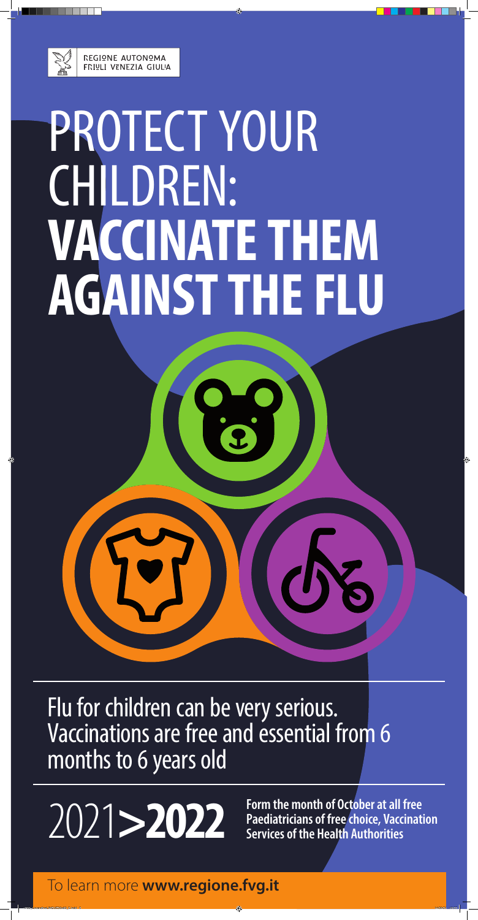REGIONE AUTONOMA FRIULI VENEZIA GIULIA

# PROTECT YOUR CHILDREN: **VACCINATE THEM AGAINST THE FLU**

Flu for children can be very serious. Vaccinations are free and essential from 6 months to 6 years old

2021>**2022**

**Form the month of October at all free Paediatricians of free choice, Vaccination Services of the Health Authorities**

To learn more **www.regione.fvg.it**